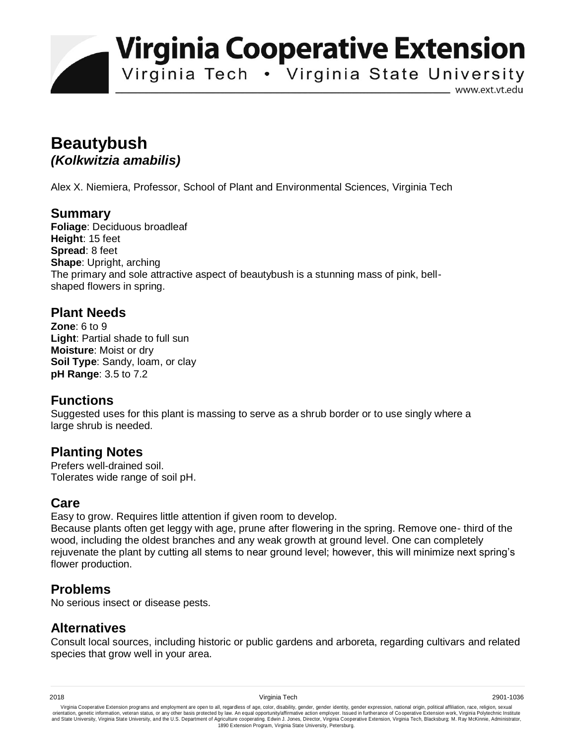# Virginia Cooperative Extension

Virginia Tech • Virginia State University

www.ext.vt.edu

# Beautybush

## *(Kolkwitzia amabilis)*

Alex X. Niemiera, Professor, School of Plant and Environmental Sciences, Virginia Tech

## Summary

**Foliage**: Deciduous broadleaf
**Height**: 15 feet
**Spread**: 8 feet
**Shape**: Upright, arching
The primary and sole attractive aspect of beautybush is a stunning mass of pink, bell-shaped flowers in spring.

## Plant Needs

**Zone**: 6 to 9
**Light**: Partial shade to full sun
**Moisture**: Moist or dry
**Soil Type**: Sandy, loam, or clay
**pH Range**: 3.5 to 7.2

## Functions

Suggested uses for this plant is massing to serve as a shrub border or to use singly where a large shrub is needed.

## Planting Notes

Prefers well-drained soil.
Tolerates wide range of soil pH.

## Care

Easy to grow. Requires little attention if given room to develop.
Because plants often get leggy with age, prune after flowering in the spring. Remove one- third of the wood, including the oldest branches and any weak growth at ground level. One can completely rejuvenate the plant by cutting all stems to near ground level; however, this will minimize next spring's flower production.

## Problems

No serious insect or disease pests.

## Alternatives

Consult local sources, including historic or public gardens and arboreta, regarding cultivars and related species that grow well in your area.

2018 Virginia Tech 2901-1036

Virginia Cooperative Extension programs and employment are open to all, regardless of age, color, disability, gender, gender identity, gender expression, national origin, political affiliation, race, religion, sexual orientation, genetic information, veteran status, or any other basis protected by law. An equal opportunity/affirmative action employer. Issued in furtherance of Cooperative Extension work, Virginia Polytechnic Institute and State University, Virginia State University, and the U.S. Department of Agriculture cooperating. Edwin J. Jones, Director, Virginia Cooperative Extension, Virginia Tech, Blacksburg; M. Ray McKinnie, Administrator, 1890 Extension Program, Virginia State University, Petersburg.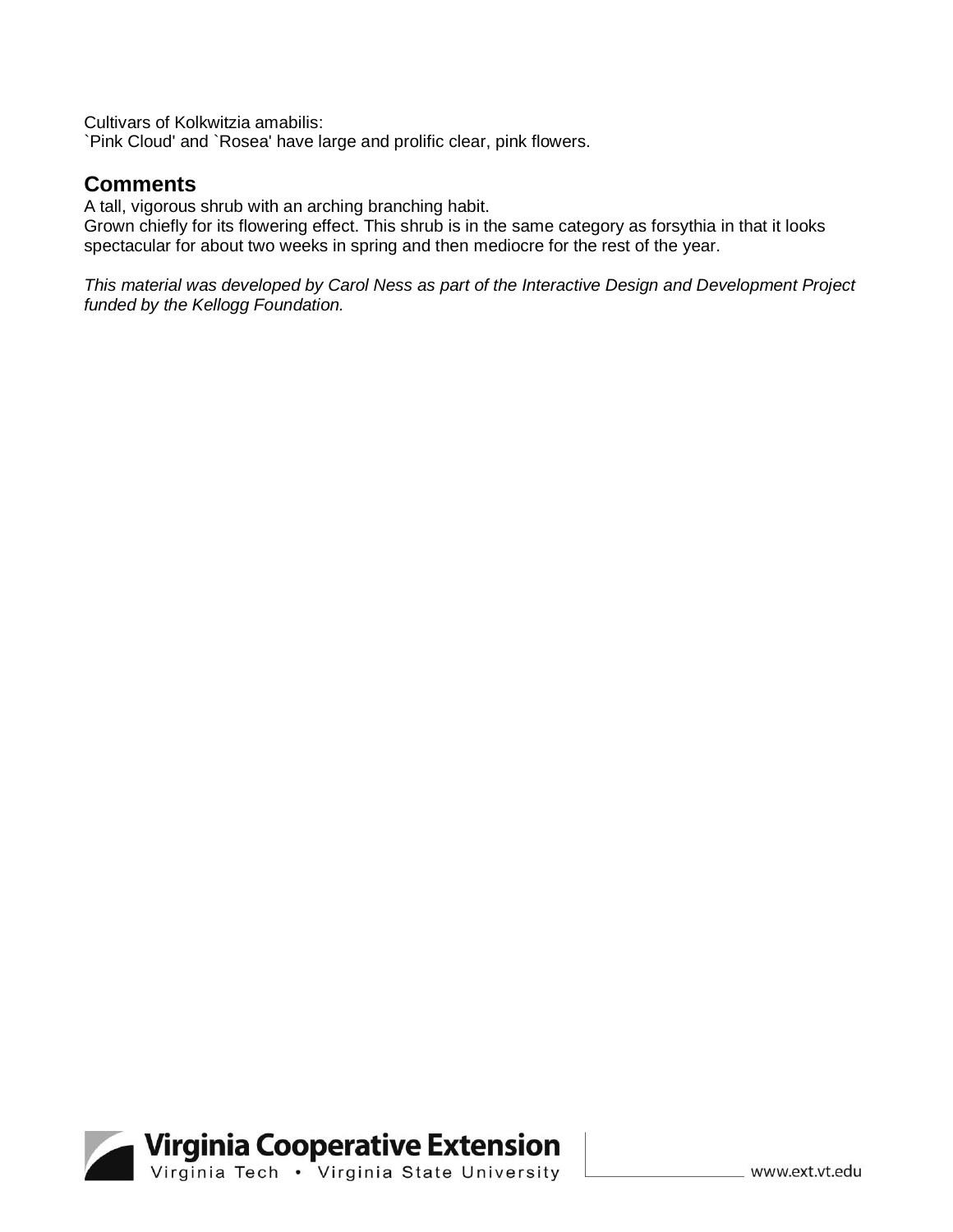Cultivars of Kolkwitzia amabilis:
`Pink Cloud' and `Rosea' have large and prolific clear, pink flowers.

## Comments

A tall, vigorous shrub with an arching branching habit.
Grown chiefly for its flowering effect. This shrub is in the same category as forsythia in that it looks spectacular for about two weeks in spring and then mediocre for the rest of the year.

*This material was developed by Carol Ness as part of the Interactive Design and Development Project funded by the Kellogg Foundation.*